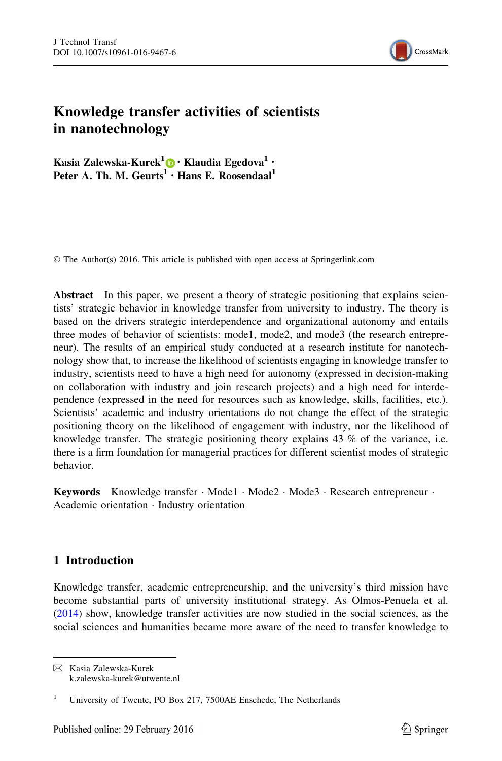# Knowledge transfer activities of scientists in nanotechnology

**Kasia Zalewska-Kurek[1] · Klaudia Egedova[1] · Peter A. Th. M. Geurts[1] · Hans E. Roosendaal[1]**

© The Author(s) 2016. This article is published with open access at Springerlink.com

**Abstract** In this paper, we present a theory of strategic positioning that explains scientists' strategic behavior in knowledge transfer from university to industry. The theory is based on the drivers strategic interdependence and organizational autonomy and entails three modes of behavior of scientists: mode1, mode2, and mode3 (the research entrepreneur). The results of an empirical study conducted at a research institute for nanotechnology show that, to increase the likelihood of scientists engaging in knowledge transfer to industry, scientists need to have a high need for autonomy (expressed in decision-making on collaboration with industry and join research projects) and a high need for interdependence (expressed in the need for resources such as knowledge, skills, facilities, etc.). Scientists' academic and industry orientations do not change the effect of the strategic positioning theory on the likelihood of engagement with industry, nor the likelihood of knowledge transfer. The strategic positioning theory explains 43 % of the variance, i.e. there is a firm foundation for managerial practices for different scientist modes of strategic behavior.

**Keywords** Knowledge transfer · Mode1 · Mode2 · Mode3 · Research entrepreneur · Academic orientation · Industry orientation

## 1 Introduction

Knowledge transfer, academic entrepreneurship, and the university's third mission have become substantial parts of university institutional strategy. As Olmos-Penuela et al. (2014) show, knowledge transfer activities are now studied in the social sciences, as the social sciences and humanities became more aware of the need to transfer knowledge to

---

✉ Kasia Zalewska-Kurek
k.zalewska-kurek@utwente.nl

[1] University of Twente, PO Box 217, 7500AE Enschede, The Netherlands

Published online: 29 February 2016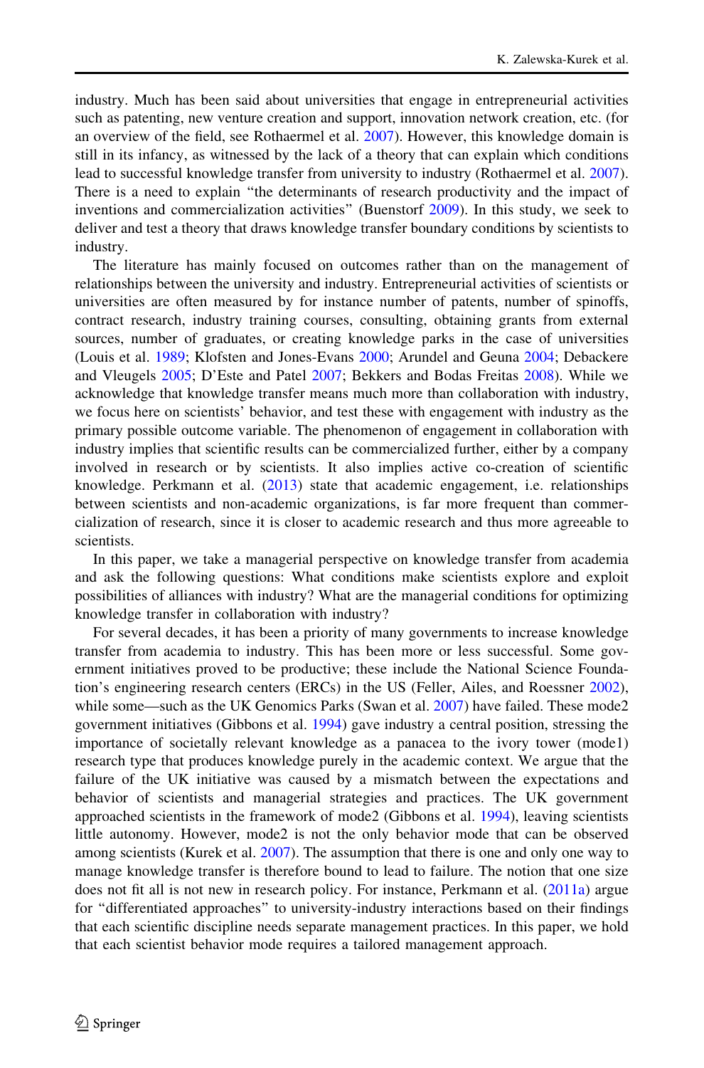industry. Much has been said about universities that engage in entrepreneurial activities such as patenting, new venture creation and support, innovation network creation, etc. (for an overview of the field, see Rothaermel et al. 2007). However, this knowledge domain is still in its infancy, as witnessed by the lack of a theory that can explain which conditions lead to successful knowledge transfer from university to industry (Rothaermel et al. 2007). There is a need to explain "the determinants of research productivity and the impact of inventions and commercialization activities" (Buenstorf 2009). In this study, we seek to deliver and test a theory that draws knowledge transfer boundary conditions by scientists to industry.

The literature has mainly focused on outcomes rather than on the management of relationships between the university and industry. Entrepreneurial activities of scientists or universities are often measured by for instance number of patents, number of spinoffs, contract research, industry training courses, consulting, obtaining grants from external sources, number of graduates, or creating knowledge parks in the case of universities (Louis et al. 1989; Klofsten and Jones-Evans 2000; Arundel and Geuna 2004; Debackere and Vleugels 2005; D'Este and Patel 2007; Bekkers and Bodas Freitas 2008). While we acknowledge that knowledge transfer means much more than collaboration with industry, we focus here on scientists' behavior, and test these with engagement with industry as the primary possible outcome variable. The phenomenon of engagement in collaboration with industry implies that scientific results can be commercialized further, either by a company involved in research or by scientists. It also implies active co-creation of scientific knowledge. Perkmann et al. (2013) state that academic engagement, i.e. relationships between scientists and non-academic organizations, is far more frequent than commercialization of research, since it is closer to academic research and thus more agreeable to scientists.

In this paper, we take a managerial perspective on knowledge transfer from academia and ask the following questions: What conditions make scientists explore and exploit possibilities of alliances with industry? What are the managerial conditions for optimizing knowledge transfer in collaboration with industry?

For several decades, it has been a priority of many governments to increase knowledge transfer from academia to industry. This has been more or less successful. Some government initiatives proved to be productive; these include the National Science Foundation's engineering research centers (ERCs) in the US (Feller, Ailes, and Roessner 2002), while some—such as the UK Genomics Parks (Swan et al. 2007) have failed. These mode2 government initiatives (Gibbons et al. 1994) gave industry a central position, stressing the importance of societally relevant knowledge as a panacea to the ivory tower (mode1) research type that produces knowledge purely in the academic context. We argue that the failure of the UK initiative was caused by a mismatch between the expectations and behavior of scientists and managerial strategies and practices. The UK government approached scientists in the framework of mode2 (Gibbons et al. 1994), leaving scientists little autonomy. However, mode2 is not the only behavior mode that can be observed among scientists (Kurek et al. 2007). The assumption that there is one and only one way to manage knowledge transfer is therefore bound to lead to failure. The notion that one size does not fit all is not new in research policy. For instance, Perkmann et al. (2011a) argue for "differentiated approaches" to university-industry interactions based on their findings that each scientific discipline needs separate management practices. In this paper, we hold that each scientist behavior mode requires a tailored management approach.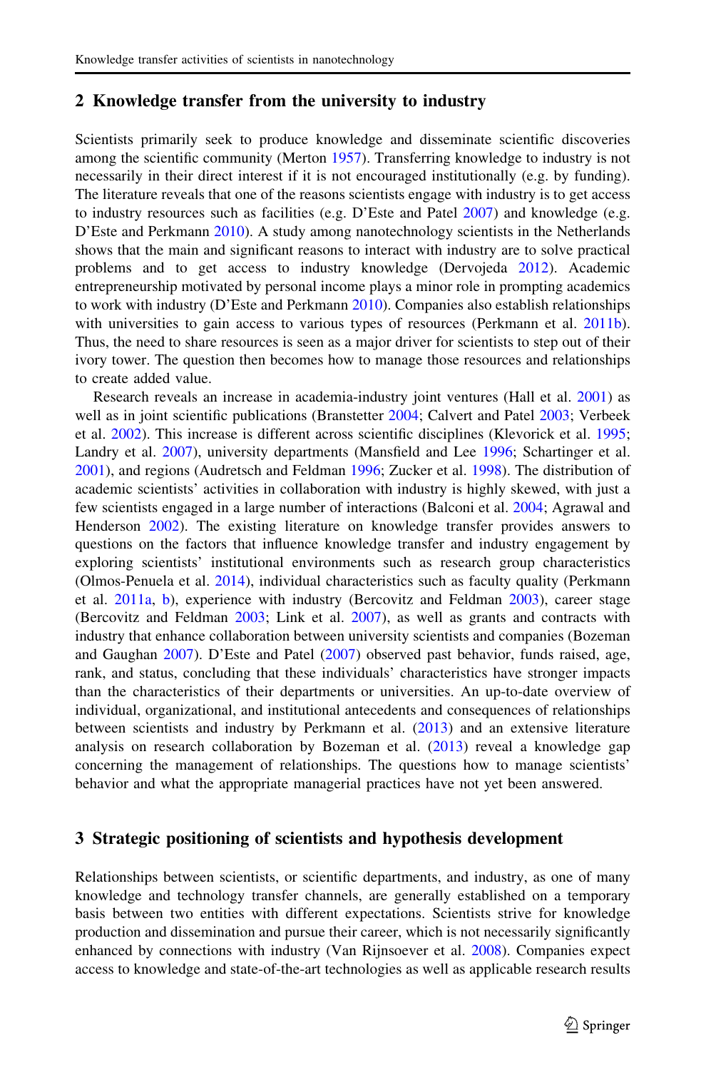## 2 Knowledge transfer from the university to industry

Scientists primarily seek to produce knowledge and disseminate scientific discoveries among the scientific community (Merton 1957). Transferring knowledge to industry is not necessarily in their direct interest if it is not encouraged institutionally (e.g. by funding). The literature reveals that one of the reasons scientists engage with industry is to get access to industry resources such as facilities (e.g. D'Este and Patel 2007) and knowledge (e.g. D'Este and Perkmann 2010). A study among nanotechnology scientists in the Netherlands shows that the main and significant reasons to interact with industry are to solve practical problems and to get access to industry knowledge (Dervojeda 2012). Academic entrepreneurship motivated by personal income plays a minor role in prompting academics to work with industry (D'Este and Perkmann 2010). Companies also establish relationships with universities to gain access to various types of resources (Perkmann et al. 2011b). Thus, the need to share resources is seen as a major driver for scientists to step out of their ivory tower. The question then becomes how to manage those resources and relationships to create added value.

Research reveals an increase in academia-industry joint ventures (Hall et al. 2001) as well as in joint scientific publications (Branstetter 2004; Calvert and Patel 2003; Verbeek et al. 2002). This increase is different across scientific disciplines (Klevorick et al. 1995; Landry et al. 2007), university departments (Mansfield and Lee 1996; Schartinger et al. 2001), and regions (Audretsch and Feldman 1996; Zucker et al. 1998). The distribution of academic scientists' activities in collaboration with industry is highly skewed, with just a few scientists engaged in a large number of interactions (Balconi et al. 2004; Agrawal and Henderson 2002). The existing literature on knowledge transfer provides answers to questions on the factors that influence knowledge transfer and industry engagement by exploring scientists' institutional environments such as research group characteristics (Olmos-Penuela et al. 2014), individual characteristics such as faculty quality (Perkmann et al. 2011a, b), experience with industry (Bercovitz and Feldman 2003), career stage (Bercovitz and Feldman 2003; Link et al. 2007), as well as grants and contracts with industry that enhance collaboration between university scientists and companies (Bozeman and Gaughan 2007). D'Este and Patel (2007) observed past behavior, funds raised, age, rank, and status, concluding that these individuals' characteristics have stronger impacts than the characteristics of their departments or universities. An up-to-date overview of individual, organizational, and institutional antecedents and consequences of relationships between scientists and industry by Perkmann et al. (2013) and an extensive literature analysis on research collaboration by Bozeman et al. (2013) reveal a knowledge gap concerning the management of relationships. The questions how to manage scientists' behavior and what the appropriate managerial practices have not yet been answered.

## 3 Strategic positioning of scientists and hypothesis development

Relationships between scientists, or scientific departments, and industry, as one of many knowledge and technology transfer channels, are generally established on a temporary basis between two entities with different expectations. Scientists strive for knowledge production and dissemination and pursue their career, which is not necessarily significantly enhanced by connections with industry (Van Rijnsoever et al. 2008). Companies expect access to knowledge and state-of-the-art technologies as well as applicable research results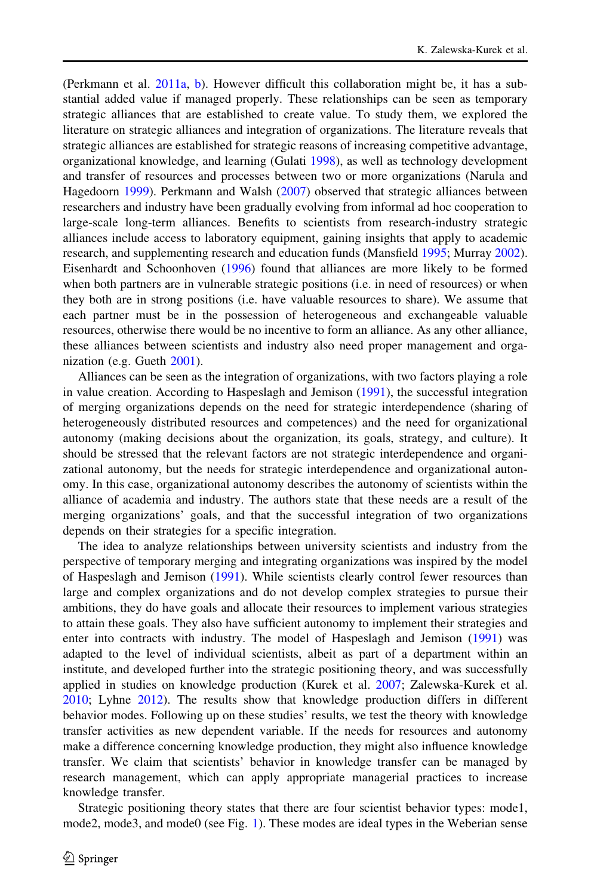(Perkmann et al. 2011a, b). However difficult this collaboration might be, it has a substantial added value if managed properly. These relationships can be seen as temporary strategic alliances that are established to create value. To study them, we explored the literature on strategic alliances and integration of organizations. The literature reveals that strategic alliances are established for strategic reasons of increasing competitive advantage, organizational knowledge, and learning (Gulati 1998), as well as technology development and transfer of resources and processes between two or more organizations (Narula and Hagedoorn 1999). Perkmann and Walsh (2007) observed that strategic alliances between researchers and industry have been gradually evolving from informal ad hoc cooperation to large-scale long-term alliances. Benefits to scientists from research-industry strategic alliances include access to laboratory equipment, gaining insights that apply to academic research, and supplementing research and education funds (Mansfield 1995; Murray 2002). Eisenhardt and Schoonhoven (1996) found that alliances are more likely to be formed when both partners are in vulnerable strategic positions (i.e. in need of resources) or when they both are in strong positions (i.e. have valuable resources to share). We assume that each partner must be in the possession of heterogeneous and exchangeable valuable resources, otherwise there would be no incentive to form an alliance. As any other alliance, these alliances between scientists and industry also need proper management and organization (e.g. Gueth 2001).

Alliances can be seen as the integration of organizations, with two factors playing a role in value creation. According to Haspeslagh and Jemison (1991), the successful integration of merging organizations depends on the need for strategic interdependence (sharing of heterogeneously distributed resources and competences) and the need for organizational autonomy (making decisions about the organization, its goals, strategy, and culture). It should be stressed that the relevant factors are not strategic interdependence and organizational autonomy, but the needs for strategic interdependence and organizational autonomy. In this case, organizational autonomy describes the autonomy of scientists within the alliance of academia and industry. The authors state that these needs are a result of the merging organizations' goals, and that the successful integration of two organizations depends on their strategies for a specific integration.

The idea to analyze relationships between university scientists and industry from the perspective of temporary merging and integrating organizations was inspired by the model of Haspeslagh and Jemison (1991). While scientists clearly control fewer resources than large and complex organizations and do not develop complex strategies to pursue their ambitions, they do have goals and allocate their resources to implement various strategies to attain these goals. They also have sufficient autonomy to implement their strategies and enter into contracts with industry. The model of Haspeslagh and Jemison (1991) was adapted to the level of individual scientists, albeit as part of a department within an institute, and developed further into the strategic positioning theory, and was successfully applied in studies on knowledge production (Kurek et al. 2007; Zalewska-Kurek et al. 2010; Lyhne 2012). The results show that knowledge production differs in different behavior modes. Following up on these studies' results, we test the theory with knowledge transfer activities as new dependent variable. If the needs for resources and autonomy make a difference concerning knowledge production, they might also influence knowledge transfer. We claim that scientists' behavior in knowledge transfer can be managed by research management, which can apply appropriate managerial practices to increase knowledge transfer.

Strategic positioning theory states that there are four scientist behavior types: mode1, mode2, mode3, and mode0 (see Fig. 1). These modes are ideal types in the Weberian sense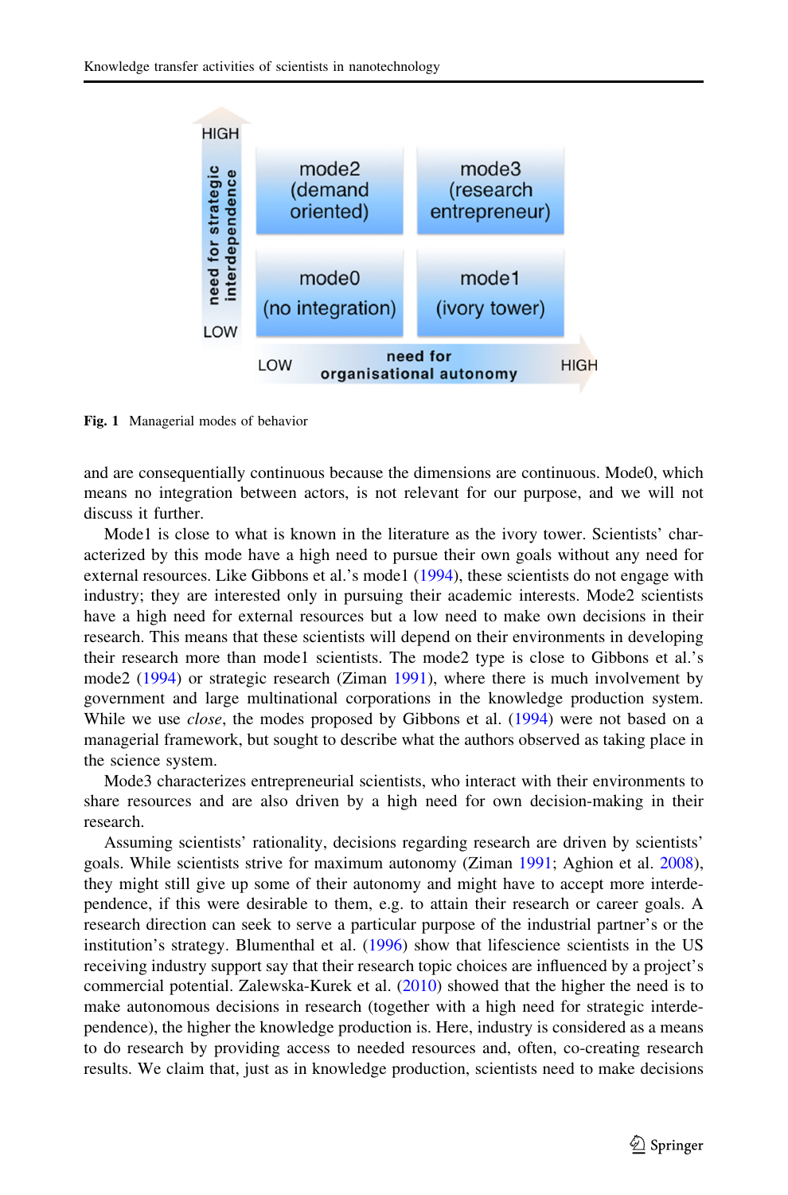Fig. 1 Managerial modes of behavior

and are consequentially continuous because the dimensions are continuous. Mode0, which means no integration between actors, is not relevant for our purpose, and we will not discuss it further.

Mode1 is close to what is known in the literature as the ivory tower. Scientists' characterized by this mode have a high need to pursue their own goals without any need for external resources. Like Gibbons et al.'s mode1 (1994), these scientists do not engage with industry; they are interested only in pursuing their academic interests. Mode2 scientists have a high need for external resources but a low need to make own decisions in their research. This means that these scientists will depend on their environments in developing their research more than mode1 scientists. The mode2 type is close to Gibbons et al.'s mode2 (1994) or strategic research (Ziman 1991), where there is much involvement by government and large multinational corporations in the knowledge production system. While we use *close*, the modes proposed by Gibbons et al. (1994) were not based on a managerial framework, but sought to describe what the authors observed as taking place in the science system.

Mode3 characterizes entrepreneurial scientists, who interact with their environments to share resources and are also driven by a high need for own decision-making in their research.

Assuming scientists' rationality, decisions regarding research are driven by scientists' goals. While scientists strive for maximum autonomy (Ziman 1991; Aghion et al. 2008), they might still give up some of their autonomy and might have to accept more interdependence, if this were desirable to them, e.g. to attain their research or career goals. A research direction can seek to serve a particular purpose of the industrial partner's or the institution's strategy. Blumenthal et al. (1996) show that lifescience scientists in the US receiving industry support say that their research topic choices are influenced by a project's commercial potential. Zalewska-Kurek et al. (2010) showed that the higher the need is to make autonomous decisions in research (together with a high need for strategic interdependence), the higher the knowledge production is. Here, industry is considered as a means to do research by providing access to needed resources and, often, co-creating research results. We claim that, just as in knowledge production, scientists need to make decisions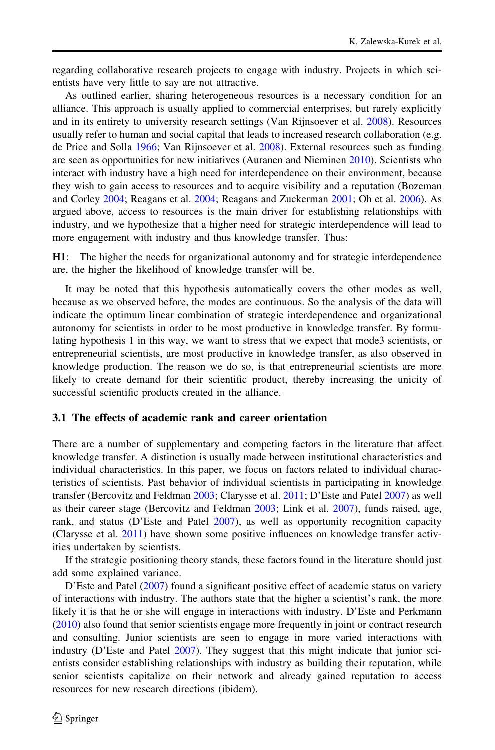regarding collaborative research projects to engage with industry. Projects in which scientists have very little to say are not attractive.

As outlined earlier, sharing heterogeneous resources is a necessary condition for an alliance. This approach is usually applied to commercial enterprises, but rarely explicitly and in its entirety to university research settings (Van Rijnsoever et al. 2008). Resources usually refer to human and social capital that leads to increased research collaboration (e.g. de Price and Solla 1966; Van Rijnsoever et al. 2008). External resources such as funding are seen as opportunities for new initiatives (Auranen and Nieminen 2010). Scientists who interact with industry have a high need for interdependence on their environment, because they wish to gain access to resources and to acquire visibility and a reputation (Bozeman and Corley 2004; Reagans et al. 2004; Reagans and Zuckerman 2001; Oh et al. 2006). As argued above, access to resources is the main driver for establishing relationships with industry, and we hypothesize that a higher need for strategic interdependence will lead to more engagement with industry and thus knowledge transfer. Thus:

**H1**: The higher the needs for organizational autonomy and for strategic interdependence are, the higher the likelihood of knowledge transfer will be.

It may be noted that this hypothesis automatically covers the other modes as well, because as we observed before, the modes are continuous. So the analysis of the data will indicate the optimum linear combination of strategic interdependence and organizational autonomy for scientists in order to be most productive in knowledge transfer. By formulating hypothesis 1 in this way, we want to stress that we expect that mode3 scientists, or entrepreneurial scientists, are most productive in knowledge transfer, as also observed in knowledge production. The reason we do so, is that entrepreneurial scientists are more likely to create demand for their scientific product, thereby increasing the unicity of successful scientific products created in the alliance.

### 3.1 The effects of academic rank and career orientation

There are a number of supplementary and competing factors in the literature that affect knowledge transfer. A distinction is usually made between institutional characteristics and individual characteristics. In this paper, we focus on factors related to individual characteristics of scientists. Past behavior of individual scientists in participating in knowledge transfer (Bercovitz and Feldman 2003; Clarysse et al. 2011; D'Este and Patel 2007) as well as their career stage (Bercovitz and Feldman 2003; Link et al. 2007), funds raised, age, rank, and status (D'Este and Patel 2007), as well as opportunity recognition capacity (Clarysse et al. 2011) have shown some positive influences on knowledge transfer activities undertaken by scientists.

If the strategic positioning theory stands, these factors found in the literature should just add some explained variance.

D'Este and Patel (2007) found a significant positive effect of academic status on variety of interactions with industry. The authors state that the higher a scientist's rank, the more likely it is that he or she will engage in interactions with industry. D'Este and Perkmann (2010) also found that senior scientists engage more frequently in joint or contract research and consulting. Junior scientists are seen to engage in more varied interactions with industry (D'Este and Patel 2007). They suggest that this might indicate that junior scientists consider establishing relationships with industry as building their reputation, while senior scientists capitalize on their network and already gained reputation to access resources for new research directions (ibidem).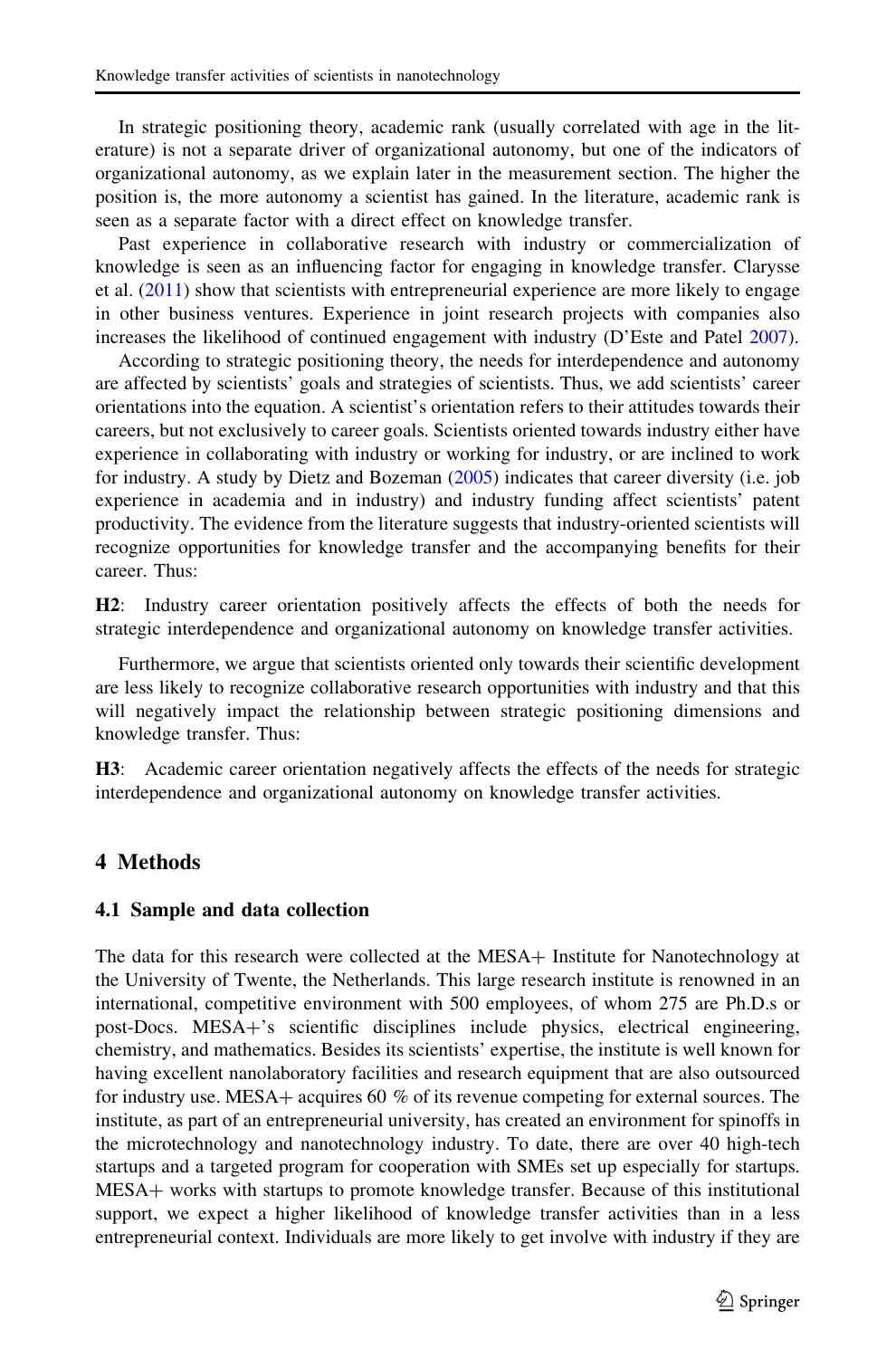In strategic positioning theory, academic rank (usually correlated with age in the literature) is not a separate driver of organizational autonomy, but one of the indicators of organizational autonomy, as we explain later in the measurement section. The higher the position is, the more autonomy a scientist has gained. In the literature, academic rank is seen as a separate factor with a direct effect on knowledge transfer.

Past experience in collaborative research with industry or commercialization of knowledge is seen as an influencing factor for engaging in knowledge transfer. Clarysse et al. (2011) show that scientists with entrepreneurial experience are more likely to engage in other business ventures. Experience in joint research projects with companies also increases the likelihood of continued engagement with industry (D'Este and Patel 2007).

According to strategic positioning theory, the needs for interdependence and autonomy are affected by scientists' goals and strategies of scientists. Thus, we add scientists' career orientations into the equation. A scientist's orientation refers to their attitudes towards their careers, but not exclusively to career goals. Scientists oriented towards industry either have experience in collaborating with industry or working for industry, or are inclined to work for industry. A study by Dietz and Bozeman (2005) indicates that career diversity (i.e. job experience in academia and in industry) and industry funding affect scientists' patent productivity. The evidence from the literature suggests that industry-oriented scientists will recognize opportunities for knowledge transfer and the accompanying benefits for their career. Thus:

**H2**: Industry career orientation positively affects the effects of both the needs for strategic interdependence and organizational autonomy on knowledge transfer activities.

Furthermore, we argue that scientists oriented only towards their scientific development are less likely to recognize collaborative research opportunities with industry and that this will negatively impact the relationship between strategic positioning dimensions and knowledge transfer. Thus:

**H3**: Academic career orientation negatively affects the effects of the needs for strategic interdependence and organizational autonomy on knowledge transfer activities.

## 4 Methods

### 4.1 Sample and data collection

The data for this research were collected at the MESA+ Institute for Nanotechnology at the University of Twente, the Netherlands. This large research institute is renowned in an international, competitive environment with 500 employees, of whom 275 are Ph.D.s or post-Docs. MESA+'s scientific disciplines include physics, electrical engineering, chemistry, and mathematics. Besides its scientists' expertise, the institute is well known for having excellent nanolaboratory facilities and research equipment that are also outsourced for industry use. MESA+ acquires 60 % of its revenue competing for external sources. The institute, as part of an entrepreneurial university, has created an environment for spinoffs in the microtechnology and nanotechnology industry. To date, there are over 40 high-tech startups and a targeted program for cooperation with SMEs set up especially for startups. MESA+ works with startups to promote knowledge transfer. Because of this institutional support, we expect a higher likelihood of knowledge transfer activities than in a less entrepreneurial context. Individuals are more likely to get involve with industry if they are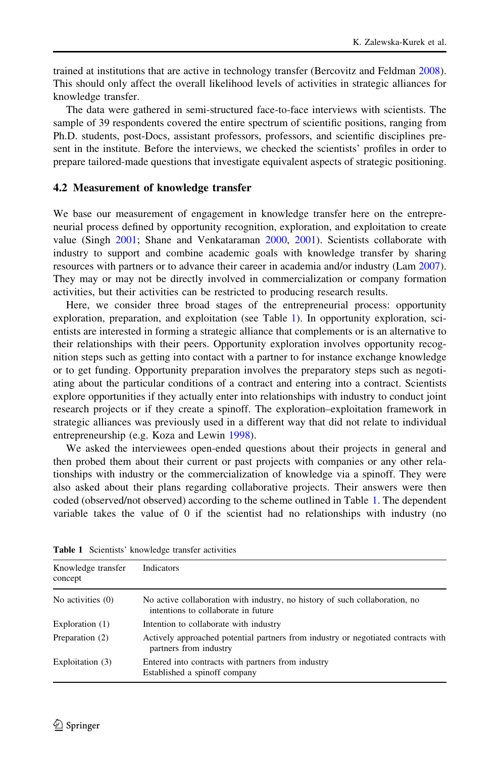trained at institutions that are active in technology transfer (Bercovitz and Feldman 2008). This should only affect the overall likelihood levels of activities in strategic alliances for knowledge transfer.

The data were gathered in semi-structured face-to-face interviews with scientists. The sample of 39 respondents covered the entire spectrum of scientific positions, ranging from Ph.D. students, post-Docs, assistant professors, professors, and scientific disciplines present in the institute. Before the interviews, we checked the scientists' profiles in order to prepare tailored-made questions that investigate equivalent aspects of strategic positioning.

### 4.2 Measurement of knowledge transfer

We base our measurement of engagement in knowledge transfer here on the entrepreneurial process defined by opportunity recognition, exploration, and exploitation to create value (Singh 2001; Shane and Venkataraman 2000, 2001). Scientists collaborate with industry to support and combine academic goals with knowledge transfer by sharing resources with partners or to advance their career in academia and/or industry (Lam 2007). They may or may not be directly involved in commercialization or company formation activities, but their activities can be restricted to producing research results.

Here, we consider three broad stages of the entrepreneurial process: opportunity exploration, preparation, and exploitation (see Table 1). In opportunity exploration, scientists are interested in forming a strategic alliance that complements or is an alternative to their relationships with their peers. Opportunity exploration involves opportunity recognition steps such as getting into contact with a partner to for instance exchange knowledge or to get funding. Opportunity preparation involves the preparatory steps such as negotiating about the particular conditions of a contract and entering into a contract. Scientists explore opportunities if they actually enter into relationships with industry to conduct joint research projects or if they create a spinoff. The exploration–exploitation framework in strategic alliances was previously used in a different way that did not relate to individual entrepreneurship (e.g. Koza and Lewin 1998).

We asked the interviewees open-ended questions about their projects in general and then probed them about their current or past projects with companies or any other relationships with industry or the commercialization of knowledge via a spinoff. They were also asked about their plans regarding collaborative projects. Their answers were then coded (observed/not observed) according to the scheme outlined in Table 1. The dependent variable takes the value of 0 if the scientist had no relationships with industry (no

**Table 1** Scientists' knowledge transfer activities

| Knowledge transfer concept | Indicators |
|---|---|
| No activities (0) | No active collaboration with industry, no history of such collaboration, no intentions to collaborate in future |
| Exploration (1) | Intention to collaborate with industry |
| Preparation (2) | Actively approached potential partners from industry or negotiated contracts with partners from industry |
| Exploitation (3) | Entered into contracts with partners from industry<br>Established a spinoff company |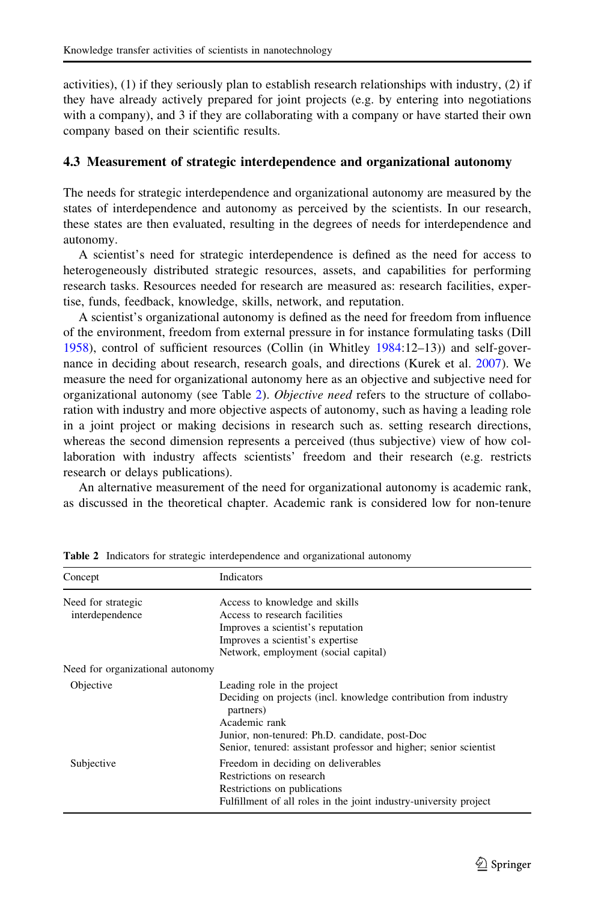activities), (1) if they seriously plan to establish research relationships with industry, (2) if they have already actively prepared for joint projects (e.g. by entering into negotiations with a company), and 3 if they are collaborating with a company or have started their own company based on their scientific results.

### 4.3 Measurement of strategic interdependence and organizational autonomy

The needs for strategic interdependence and organizational autonomy are measured by the states of interdependence and autonomy as perceived by the scientists. In our research, these states are then evaluated, resulting in the degrees of needs for interdependence and autonomy.

A scientist's need for strategic interdependence is defined as the need for access to heterogeneously distributed strategic resources, assets, and capabilities for performing research tasks. Resources needed for research are measured as: research facilities, expertise, funds, feedback, knowledge, skills, network, and reputation.

A scientist's organizational autonomy is defined as the need for freedom from influence of the environment, freedom from external pressure in for instance formulating tasks (Dill 1958), control of sufficient resources (Collin (in Whitley 1984:12–13)) and self-governance in deciding about research, research goals, and directions (Kurek et al. 2007). We measure the need for organizational autonomy here as an objective and subjective need for organizational autonomy (see Table 2). *Objective need* refers to the structure of collaboration with industry and more objective aspects of autonomy, such as having a leading role in a joint project or making decisions in research such as. setting research directions, whereas the second dimension represents a perceived (thus subjective) view of how collaboration with industry affects scientists' freedom and their research (e.g. restricts research or delays publications).

An alternative measurement of the need for organizational autonomy is academic rank, as discussed in the theoretical chapter. Academic rank is considered low for non-tenure

**Table 2** Indicators for strategic interdependence and organizational autonomy

| Concept | Indicators |
|---|---|
| Need for strategic interdependence | Access to knowledge and skills<br>Access to research facilities<br>Improves a scientist's reputation<br>Improves a scientist's expertise<br>Network, employment (social capital) |
| Need for organizational autonomy | |
| Objective | Leading role in the project<br>Deciding on projects (incl. knowledge contribution from industry partners)<br>Academic rank<br>Junior, non-tenured: Ph.D. candidate, post-Doc<br>Senior, tenured: assistant professor and higher; senior scientist |
| Subjective | Freedom in deciding on deliverables<br>Restrictions on research<br>Restrictions on publications<br>Fulfillment of all roles in the joint industry-university project |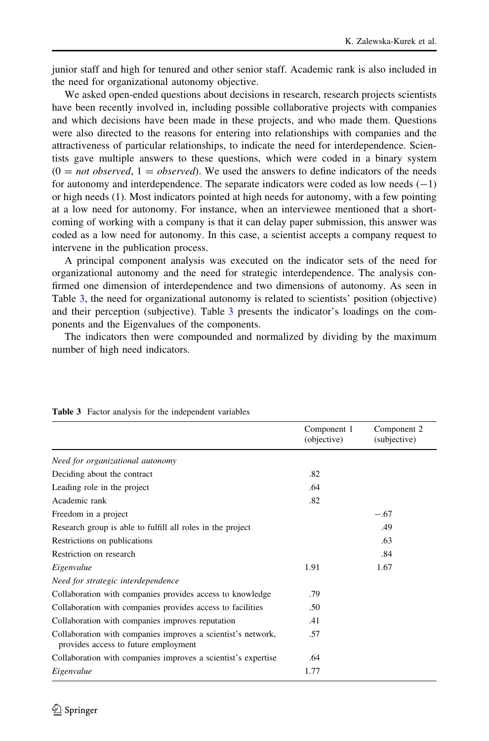junior staff and high for tenured and other senior staff. Academic rank is also included in the need for organizational autonomy objective.

We asked open-ended questions about decisions in research, research projects scientists have been recently involved in, including possible collaborative projects with companies and which decisions have been made in these projects, and who made them. Questions were also directed to the reasons for entering into relationships with companies and the attractiveness of particular relationships, to indicate the need for interdependence. Scientists gave multiple answers to these questions, which were coded in a binary system (0 = *not observed*, 1 = *observed*). We used the answers to define indicators of the needs for autonomy and interdependence. The separate indicators were coded as low needs (−1) or high needs (1). Most indicators pointed at high needs for autonomy, with a few pointing at a low need for autonomy. For instance, when an interviewee mentioned that a shortcoming of working with a company is that it can delay paper submission, this answer was coded as a low need for autonomy. In this case, a scientist accepts a company request to intervene in the publication process.

A principal component analysis was executed on the indicator sets of the need for organizational autonomy and the need for strategic interdependence. The analysis confirmed one dimension of interdependence and two dimensions of autonomy. As seen in Table 3, the need for organizational autonomy is related to scientists' position (objective) and their perception (subjective). Table 3 presents the indicator's loadings on the components and the Eigenvalues of the components.

The indicators then were compounded and normalized by dividing by the maximum number of high need indicators.

**Table 3** Factor analysis for the independent variables

| | Component 1 (objective) | Component 2 (subjective) |
|---|---|---|
| *Need for organizational autonomy* | | |
| Deciding about the contract | .82 | |
| Leading role in the project | .64 | |
| Academic rank | .82 | |
| Freedom in a project | | −.67 |
| Research group is able to fulfill all roles in the project | | .49 |
| Restrictions on publications | | .63 |
| Restriction on research | | .84 |
| *Eigenvalue* | 1.91 | 1.67 |
| *Need for strategic interdependence* | | |
| Collaboration with companies provides access to knowledge | .79 | |
| Collaboration with companies provides access to facilities | .50 | |
| Collaboration with companies improves reputation | .41 | |
| Collaboration with companies improves a scientist's network, provides access to future employment | .57 | |
| Collaboration with companies improves a scientist's expertise | .64 | |
| *Eigenvalue* | 1.77 | |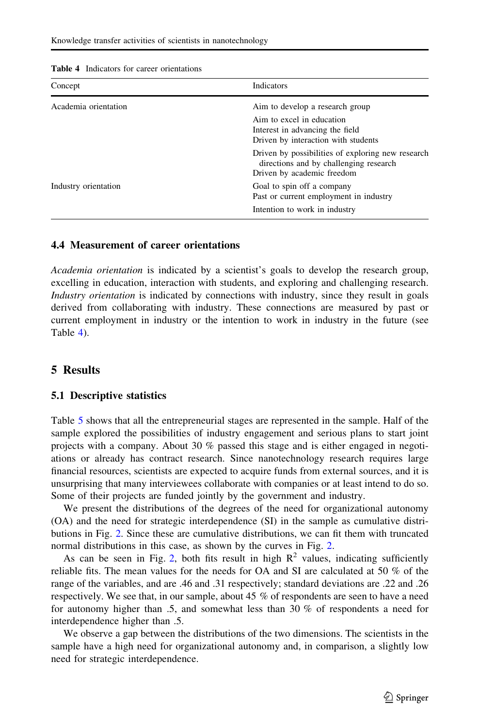**Table 4** Indicators for career orientations

| Concept | Indicators |
|---|---|
| Academia orientation | Aim to develop a research group |
| | Aim to excel in education |
| | Interest in advancing the field |
| | Driven by interaction with students |
| | Driven by possibilities of exploring new research directions and by challenging research |
| | Driven by academic freedom |
| Industry orientation | Goal to spin off a company |
| | Past or current employment in industry |
| | Intention to work in industry |

### 4.4 Measurement of career orientations

*Academia orientation* is indicated by a scientist's goals to develop the research group, excelling in education, interaction with students, and exploring and challenging research. *Industry orientation* is indicated by connections with industry, since they result in goals derived from collaborating with industry. These connections are measured by past or current employment in industry or the intention to work in industry in the future (see Table 4).

## 5 Results

### 5.1 Descriptive statistics

Table 5 shows that all the entrepreneurial stages are represented in the sample. Half of the sample explored the possibilities of industry engagement and serious plans to start joint projects with a company. About 30 % passed this stage and is either engaged in negotiations or already has contract research. Since nanotechnology research requires large financial resources, scientists are expected to acquire funds from external sources, and it is unsurprising that many interviewees collaborate with companies or at least intend to do so. Some of their projects are funded jointly by the government and industry.

We present the distributions of the degrees of the need for organizational autonomy (OA) and the need for strategic interdependence (SI) in the sample as cumulative distributions in Fig. 2. Since these are cumulative distributions, we can fit them with truncated normal distributions in this case, as shown by the curves in Fig. 2.

As can be seen in Fig. 2, both fits result in high $R^2$ values, indicating sufficiently reliable fits. The mean values for the needs for OA and SI are calculated at 50 % of the range of the variables, and are .46 and .31 respectively; standard deviations are .22 and .26 respectively. We see that, in our sample, about 45 % of respondents are seen to have a need for autonomy higher than .5, and somewhat less than 30 % of respondents a need for interdependence higher than .5.

We observe a gap between the distributions of the two dimensions. The scientists in the sample have a high need for organizational autonomy and, in comparison, a slightly low need for strategic interdependence.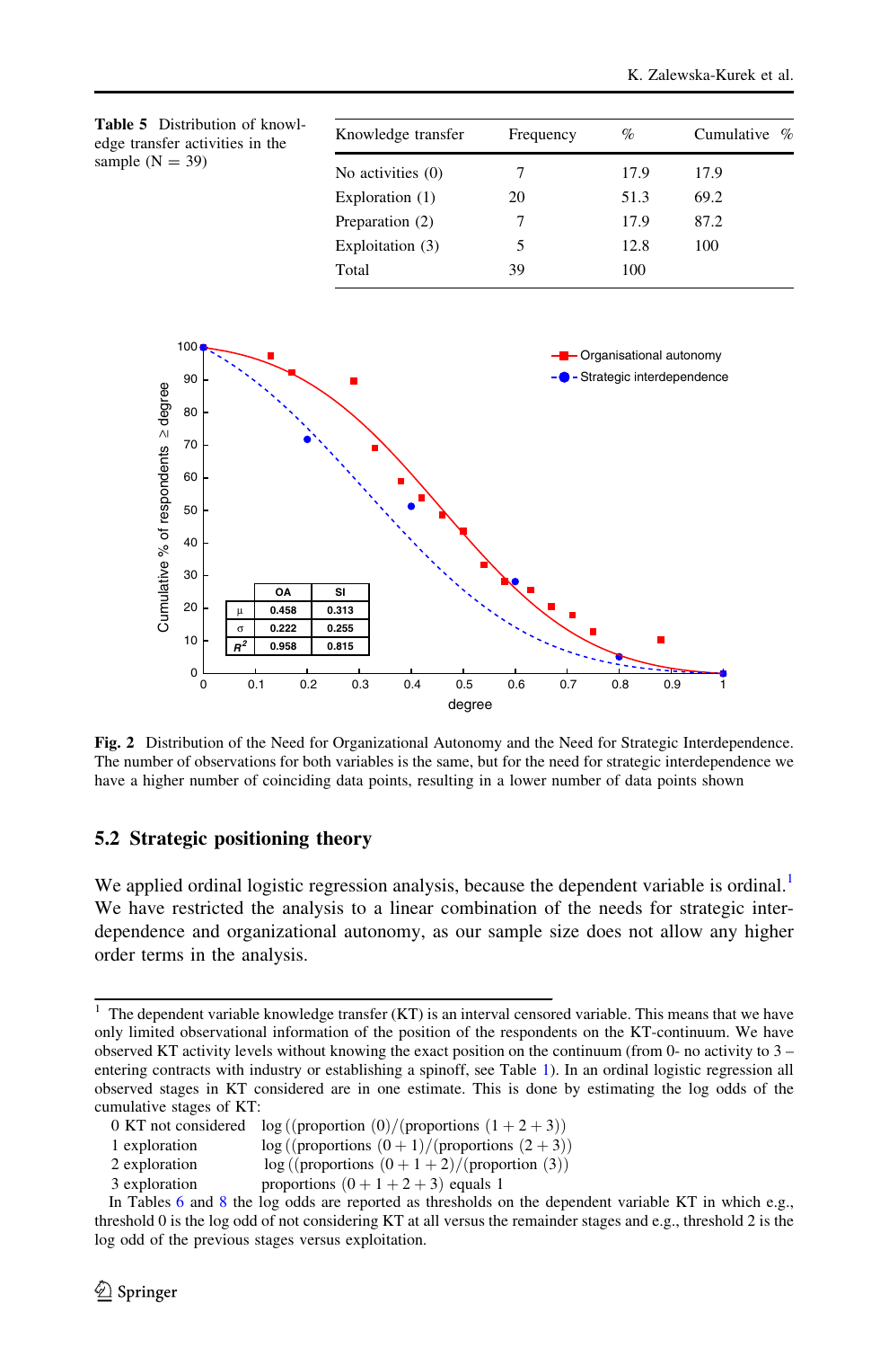**Table 5** Distribution of knowledge transfer activities in the sample (N = 39)

| Knowledge transfer | Frequency | % | Cumulative % |
|---|---|---|---|
| No activities (0) | 7 | 17.9 | 17.9 |
| Exploration (1) | 20 | 51.3 | 69.2 |
| Preparation (2) | 7 | 17.9 | 87.2 |
| Exploitation (3) | 5 | 12.8 | 100 |
| Total | 39 | 100 | |

| | OA | SI |
|---|---|---|
| μ | 0.458 | 0.313 |
| σ | 0.222 | 0.255 |
| $R^2$ | 0.958 | 0.815 |

**Fig. 2** Distribution of the Need for Organizational Autonomy and the Need for Strategic Interdependence. The number of observations for both variables is the same, but for the need for strategic interdependence we have a higher number of coinciding data points, resulting in a lower number of data points shown

## 5.2 Strategic positioning theory

We applied ordinal logistic regression analysis, because the dependent variable is ordinal.[1] We have restricted the analysis to a linear combination of the needs for strategic interdependence and organizational autonomy, as our sample size does not allow any higher order terms in the analysis.

---

[1] The dependent variable knowledge transfer (KT) is an interval censored variable. This means that we have only limited observational information of the position of the respondents on the KT-continuum. We have observed KT activity levels without knowing the exact position on the continuum (from 0- no activity to 3 – entering contracts with industry or establishing a spinoff, see Table 1). In an ordinal logistic regression all observed stages in KT considered are in one estimate. This is done by estimating the log odds of the cumulative stages of KT:

0 KT not considered log ((proportion (0)/(proportions (1 + 2 + 3))

1 exploration log ((proportions (0 + 1)/(proportions (2 + 3))

2 exploration log ((proportions (0 + 1 + 2)/(proportion (3))

3 exploration proportions (0 + 1 + 2 + 3) equals 1

In Tables 6 and 8 the log odds are reported as thresholds on the dependent variable KT in which e.g., threshold 0 is the log odd of not considering KT at all versus the remainder stages and e.g., threshold 2 is the log odd of the previous stages versus exploitation.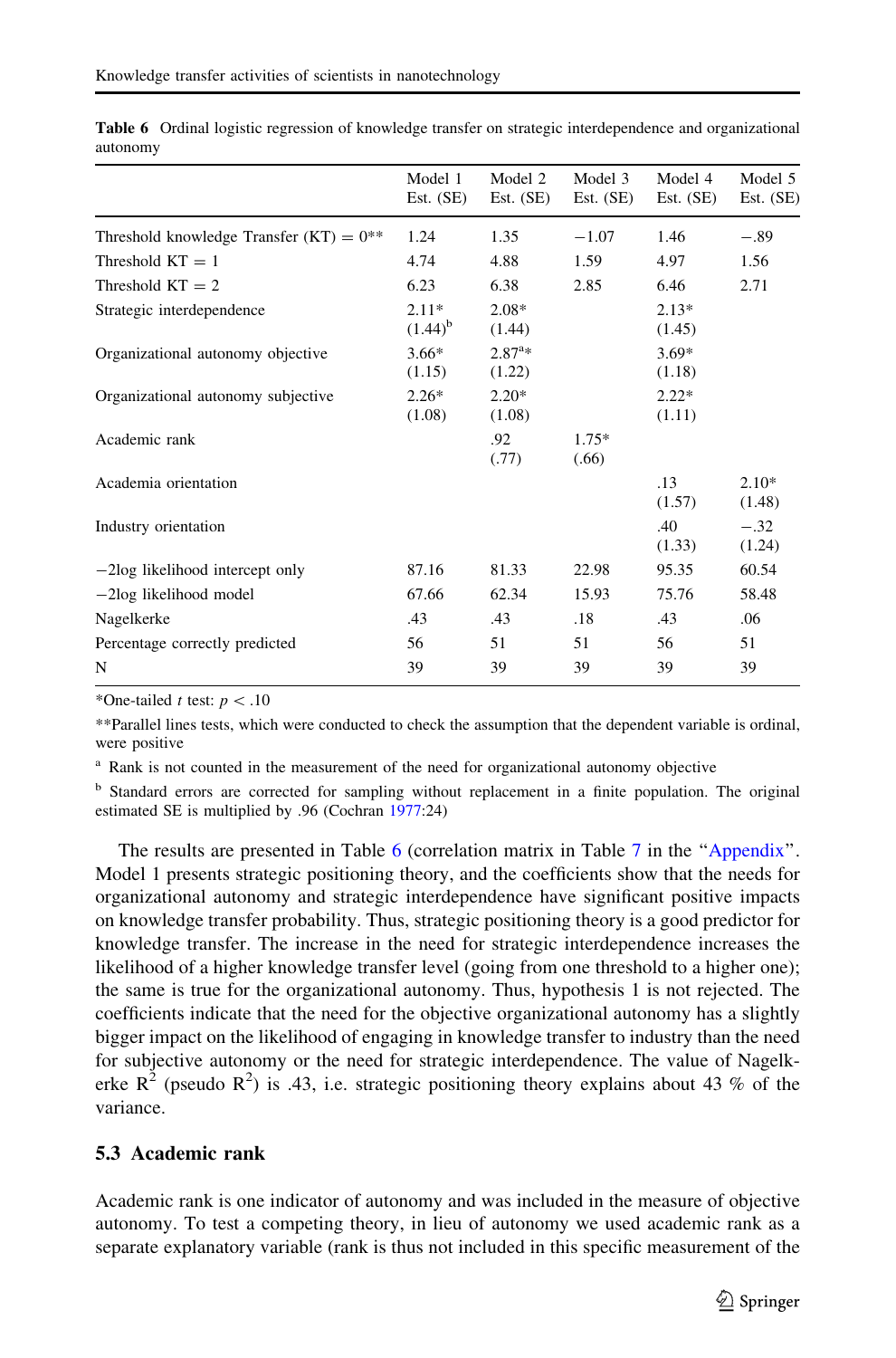**Table 6** Ordinal logistic regression of knowledge transfer on strategic interdependence and organizational autonomy

| | Model 1 Est. (SE) | Model 2 Est. (SE) | Model 3 Est. (SE) | Model 4 Est. (SE) | Model 5 Est. (SE) |
|---|---|---|---|---|---|
| Threshold knowledge Transfer (KT) = 0** | 1.24 | 1.35 | −1.07 | 1.46 | −.89 |
| Threshold KT = 1 | 4.74 | 4.88 | 1.59 | 4.97 | 1.56 |
| Threshold KT = 2 | 6.23 | 6.38 | 2.85 | 6.46 | 2.71 |
| Strategic interdependence | 2.11* (1.44)[b] | 2.08* (1.44) | | 2.13* (1.45) | |
| Organizational autonomy objective | 3.66* (1.15) | 2.87[a]* (1.22) | | 3.69* (1.18) | |
| Organizational autonomy subjective | 2.26* (1.08) | 2.20* (1.08) | | 2.22* (1.11) | |
| Academic rank | | .92 (.77) | 1.75* (.66) | | |
| Academia orientation | | | | .13 (1.57) | 2.10* (1.48) |
| Industry orientation | | | | .40 (1.33) | −.32 (1.24) |
| −2log likelihood intercept only | 87.16 | 81.33 | 22.98 | 95.35 | 60.54 |
| −2log likelihood model | 67.66 | 62.34 | 15.93 | 75.76 | 58.48 |
| Nagelkerke | .43 | .43 | .18 | .43 | .06 |
| Percentage correctly predicted | 56 | 51 | 51 | 56 | 51 |
| N | 39 | 39 | 39 | 39 | 39 |

*One-tailed *t* test: $p < .10$

**Parallel lines tests, which were conducted to check the assumption that the dependent variable is ordinal, were positive

[a] Rank is not counted in the measurement of the need for organizational autonomy objective

[b] Standard errors are corrected for sampling without replacement in a finite population. The original estimated SE is multiplied by .96 (Cochran 1977:24)

The results are presented in Table 6 (correlation matrix in Table 7 in the "Appendix". Model 1 presents strategic positioning theory, and the coefficients show that the needs for organizational autonomy and strategic interdependence have significant positive impacts on knowledge transfer probability. Thus, strategic positioning theory is a good predictor for knowledge transfer. The increase in the need for strategic interdependence increases the likelihood of a higher knowledge transfer level (going from one threshold to a higher one); the same is true for the organizational autonomy. Thus, hypothesis 1 is not rejected. The coefficients indicate that the need for the objective organizational autonomy has a slightly bigger impact on the likelihood of engaging in knowledge transfer to industry than the need for subjective autonomy or the need for strategic interdependence. The value of Nagelkerke $R^2$ (pseudo $R^2$) is .43, i.e. strategic positioning theory explains about 43 % of the variance.

## 5.3 Academic rank

Academic rank is one indicator of autonomy and was included in the measure of objective autonomy. To test a competing theory, in lieu of autonomy we used academic rank as a separate explanatory variable (rank is thus not included in this specific measurement of the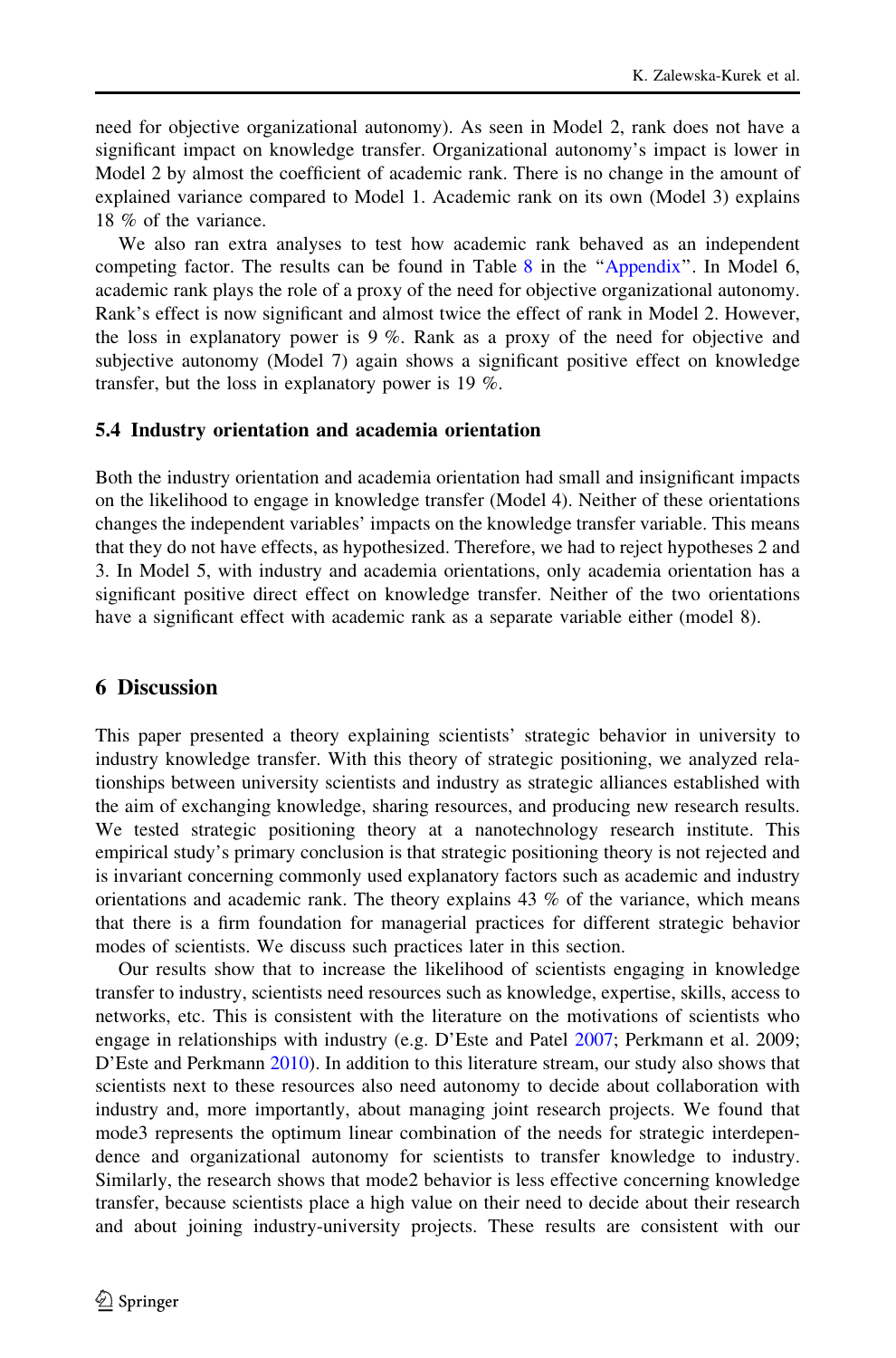need for objective organizational autonomy). As seen in Model 2, rank does not have a significant impact on knowledge transfer. Organizational autonomy's impact is lower in Model 2 by almost the coefficient of academic rank. There is no change in the amount of explained variance compared to Model 1. Academic rank on its own (Model 3) explains 18 % of the variance.

We also ran extra analyses to test how academic rank behaved as an independent competing factor. The results can be found in Table 8 in the "Appendix". In Model 6, academic rank plays the role of a proxy of the need for objective organizational autonomy. Rank's effect is now significant and almost twice the effect of rank in Model 2. However, the loss in explanatory power is 9 %. Rank as a proxy of the need for objective and subjective autonomy (Model 7) again shows a significant positive effect on knowledge transfer, but the loss in explanatory power is 19 %.

### 5.4 Industry orientation and academia orientation

Both the industry orientation and academia orientation had small and insignificant impacts on the likelihood to engage in knowledge transfer (Model 4). Neither of these orientations changes the independent variables' impacts on the knowledge transfer variable. This means that they do not have effects, as hypothesized. Therefore, we had to reject hypotheses 2 and 3. In Model 5, with industry and academia orientations, only academia orientation has a significant positive direct effect on knowledge transfer. Neither of the two orientations have a significant effect with academic rank as a separate variable either (model 8).

## 6 Discussion

This paper presented a theory explaining scientists' strategic behavior in university to industry knowledge transfer. With this theory of strategic positioning, we analyzed relationships between university scientists and industry as strategic alliances established with the aim of exchanging knowledge, sharing resources, and producing new research results. We tested strategic positioning theory at a nanotechnology research institute. This empirical study's primary conclusion is that strategic positioning theory is not rejected and is invariant concerning commonly used explanatory factors such as academic and industry orientations and academic rank. The theory explains 43 % of the variance, which means that there is a firm foundation for managerial practices for different strategic behavior modes of scientists. We discuss such practices later in this section.

Our results show that to increase the likelihood of scientists engaging in knowledge transfer to industry, scientists need resources such as knowledge, expertise, skills, access to networks, etc. This is consistent with the literature on the motivations of scientists who engage in relationships with industry (e.g. D'Este and Patel 2007; Perkmann et al. 2009; D'Este and Perkmann 2010). In addition to this literature stream, our study also shows that scientists next to these resources also need autonomy to decide about collaboration with industry and, more importantly, about managing joint research projects. We found that mode3 represents the optimum linear combination of the needs for strategic interdependence and organizational autonomy for scientists to transfer knowledge to industry. Similarly, the research shows that mode2 behavior is less effective concerning knowledge transfer, because scientists place a high value on their need to decide about their research and about joining industry-university projects. These results are consistent with our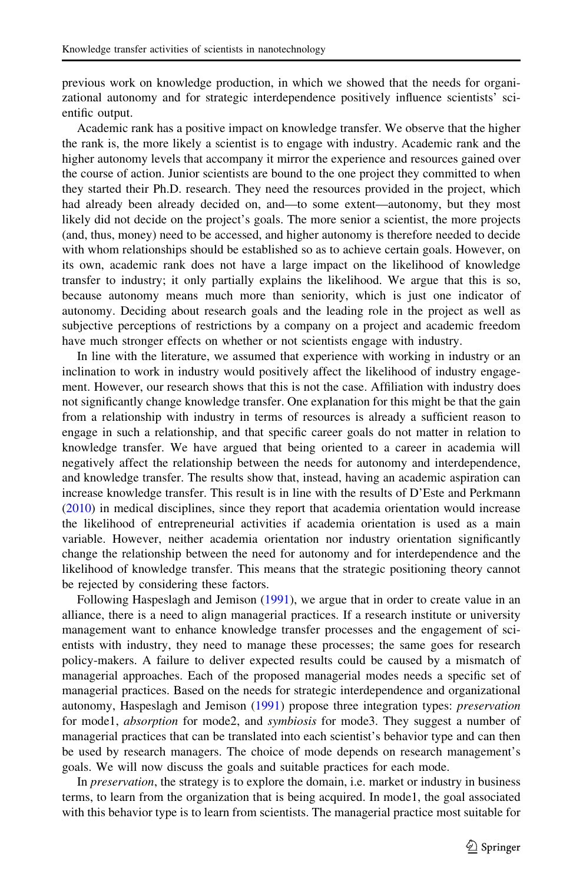previous work on knowledge production, in which we showed that the needs for organizational autonomy and for strategic interdependence positively influence scientists' scientific output.

Academic rank has a positive impact on knowledge transfer. We observe that the higher the rank is, the more likely a scientist is to engage with industry. Academic rank and the higher autonomy levels that accompany it mirror the experience and resources gained over the course of action. Junior scientists are bound to the one project they committed to when they started their Ph.D. research. They need the resources provided in the project, which had already been already decided on, and—to some extent—autonomy, but they most likely did not decide on the project's goals. The more senior a scientist, the more projects (and, thus, money) need to be accessed, and higher autonomy is therefore needed to decide with whom relationships should be established so as to achieve certain goals. However, on its own, academic rank does not have a large impact on the likelihood of knowledge transfer to industry; it only partially explains the likelihood. We argue that this is so, because autonomy means much more than seniority, which is just one indicator of autonomy. Deciding about research goals and the leading role in the project as well as subjective perceptions of restrictions by a company on a project and academic freedom have much stronger effects on whether or not scientists engage with industry.

In line with the literature, we assumed that experience with working in industry or an inclination to work in industry would positively affect the likelihood of industry engagement. However, our research shows that this is not the case. Affiliation with industry does not significantly change knowledge transfer. One explanation for this might be that the gain from a relationship with industry in terms of resources is already a sufficient reason to engage in such a relationship, and that specific career goals do not matter in relation to knowledge transfer. We have argued that being oriented to a career in academia will negatively affect the relationship between the needs for autonomy and interdependence, and knowledge transfer. The results show that, instead, having an academic aspiration can increase knowledge transfer. This result is in line with the results of D'Este and Perkmann (2010) in medical disciplines, since they report that academia orientation would increase the likelihood of entrepreneurial activities if academia orientation is used as a main variable. However, neither academia orientation nor industry orientation significantly change the relationship between the need for autonomy and for interdependence and the likelihood of knowledge transfer. This means that the strategic positioning theory cannot be rejected by considering these factors.

Following Haspeslagh and Jemison (1991), we argue that in order to create value in an alliance, there is a need to align managerial practices. If a research institute or university management want to enhance knowledge transfer processes and the engagement of scientists with industry, they need to manage these processes; the same goes for research policy-makers. A failure to deliver expected results could be caused by a mismatch of managerial approaches. Each of the proposed managerial modes needs a specific set of managerial practices. Based on the needs for strategic interdependence and organizational autonomy, Haspeslagh and Jemison (1991) propose three integration types: *preservation* for mode1, *absorption* for mode2, and *symbiosis* for mode3. They suggest a number of managerial practices that can be translated into each scientist's behavior type and can then be used by research managers. The choice of mode depends on research management's goals. We will now discuss the goals and suitable practices for each mode.

In *preservation*, the strategy is to explore the domain, i.e. market or industry in business terms, to learn from the organization that is being acquired. In mode1, the goal associated with this behavior type is to learn from scientists. The managerial practice most suitable for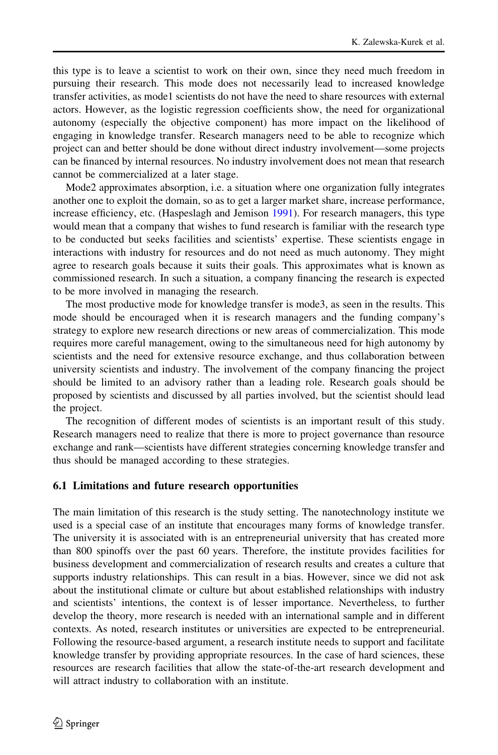this type is to leave a scientist to work on their own, since they need much freedom in pursuing their research. This mode does not necessarily lead to increased knowledge transfer activities, as mode1 scientists do not have the need to share resources with external actors. However, as the logistic regression coefficients show, the need for organizational autonomy (especially the objective component) has more impact on the likelihood of engaging in knowledge transfer. Research managers need to be able to recognize which project can and better should be done without direct industry involvement—some projects can be financed by internal resources. No industry involvement does not mean that research cannot be commercialized at a later stage.

Mode2 approximates absorption, i.e. a situation where one organization fully integrates another one to exploit the domain, so as to get a larger market share, increase performance, increase efficiency, etc. (Haspeslagh and Jemison 1991). For research managers, this type would mean that a company that wishes to fund research is familiar with the research type to be conducted but seeks facilities and scientists' expertise. These scientists engage in interactions with industry for resources and do not need as much autonomy. They might agree to research goals because it suits their goals. This approximates what is known as commissioned research. In such a situation, a company financing the research is expected to be more involved in managing the research.

The most productive mode for knowledge transfer is mode3, as seen in the results. This mode should be encouraged when it is research managers and the funding company's strategy to explore new research directions or new areas of commercialization. This mode requires more careful management, owing to the simultaneous need for high autonomy by scientists and the need for extensive resource exchange, and thus collaboration between university scientists and industry. The involvement of the company financing the project should be limited to an advisory rather than a leading role. Research goals should be proposed by scientists and discussed by all parties involved, but the scientist should lead the project.

The recognition of different modes of scientists is an important result of this study. Research managers need to realize that there is more to project governance than resource exchange and rank—scientists have different strategies concerning knowledge transfer and thus should be managed according to these strategies.

### 6.1 Limitations and future research opportunities

The main limitation of this research is the study setting. The nanotechnology institute we used is a special case of an institute that encourages many forms of knowledge transfer. The university it is associated with is an entrepreneurial university that has created more than 800 spinoffs over the past 60 years. Therefore, the institute provides facilities for business development and commercialization of research results and creates a culture that supports industry relationships. This can result in a bias. However, since we did not ask about the institutional climate or culture but about established relationships with industry and scientists' intentions, the context is of lesser importance. Nevertheless, to further develop the theory, more research is needed with an international sample and in different contexts. As noted, research institutes or universities are expected to be entrepreneurial. Following the resource-based argument, a research institute needs to support and facilitate knowledge transfer by providing appropriate resources. In the case of hard sciences, these resources are research facilities that allow the state-of-the-art research development and will attract industry to collaboration with an institute.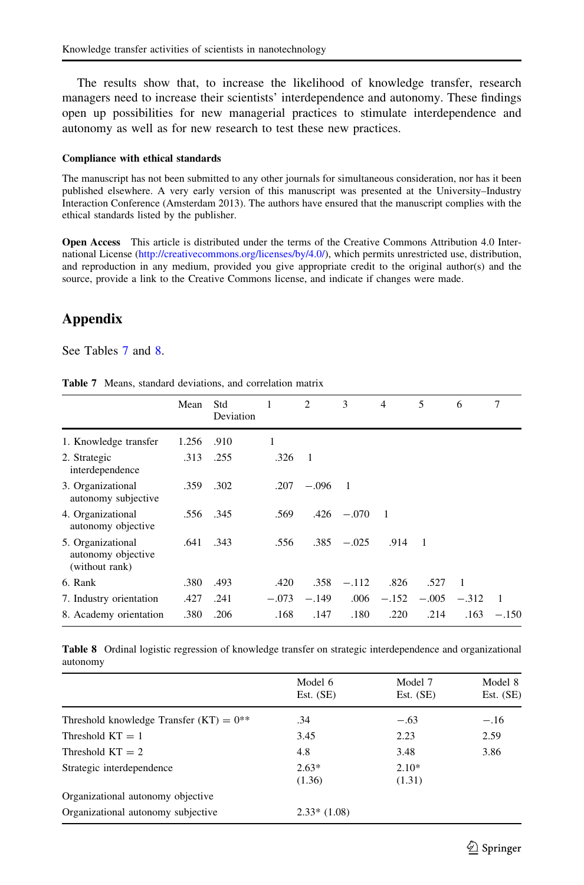The results show that, to increase the likelihood of knowledge transfer, research managers need to increase their scientists' interdependence and autonomy. These findings open up possibilities for new managerial practices to stimulate interdependence and autonomy as well as for new research to test these new practices.

#### Compliance with ethical standards

The manuscript has not been submitted to any other journals for simultaneous consideration, nor has it been published elsewhere. A very early version of this manuscript was presented at the University–Industry Interaction Conference (Amsterdam 2013). The authors have ensured that the manuscript complies with the ethical standards listed by the publisher.

**Open Access** This article is distributed under the terms of the Creative Commons Attribution 4.0 International License (http://creativecommons.org/licenses/by/4.0/), which permits unrestricted use, distribution, and reproduction in any medium, provided you give appropriate credit to the original author(s) and the source, provide a link to the Creative Commons license, and indicate if changes were made.

## Appendix

See Tables 7 and 8.

**Table 7** Means, standard deviations, and correlation matrix

| | Mean | Std Deviation | 1 | 2 | 3 | 4 | 5 | 6 | 7 |
|---|---|---|---|---|---|---|---|---|---|
| 1. Knowledge transfer | 1.256 | .910 | 1 | | | | | | |
| 2. Strategic interdependence | .313 | .255 | .326 | 1 | | | | | |
| 3. Organizational autonomy subjective | .359 | .302 | .207 | −.096 | 1 | | | | |
| 4. Organizational autonomy objective | .556 | .345 | .569 | .426 | −.070 | 1 | | | |
| 5. Organizational autonomy objective (without rank) | .641 | .343 | .556 | .385 | −.025 | .914 | 1 | | |
| 6. Rank | .380 | .493 | .420 | .358 | −.112 | .826 | .527 | 1 | |
| 7. Industry orientation | .427 | .241 | −.073 | −.149 | .006 | −.152 | −.005 | −.312 | 1 |
| 8. Academy orientation | .380 | .206 | .168 | .147 | .180 | .220 | .214 | .163 | −.150 |

**Table 8** Ordinal logistic regression of knowledge transfer on strategic interdependence and organizational autonomy

| | Model 6 Est. (SE) | Model 7 Est. (SE) | Model 8 Est. (SE) |
|---|---|---|---|
| Threshold knowledge Transfer (KT) = 0** | .34 | −.63 | −.16 |
| Threshold KT = 1 | 3.45 | 2.23 | 2.59 |
| Threshold KT = 2 | 4.8 | 3.48 | 3.86 |
| Strategic interdependence | 2.63* (1.36) | 2.10* (1.31) | |
| Organizational autonomy objective | | | |
| Organizational autonomy subjective | 2.33* (1.08) | | |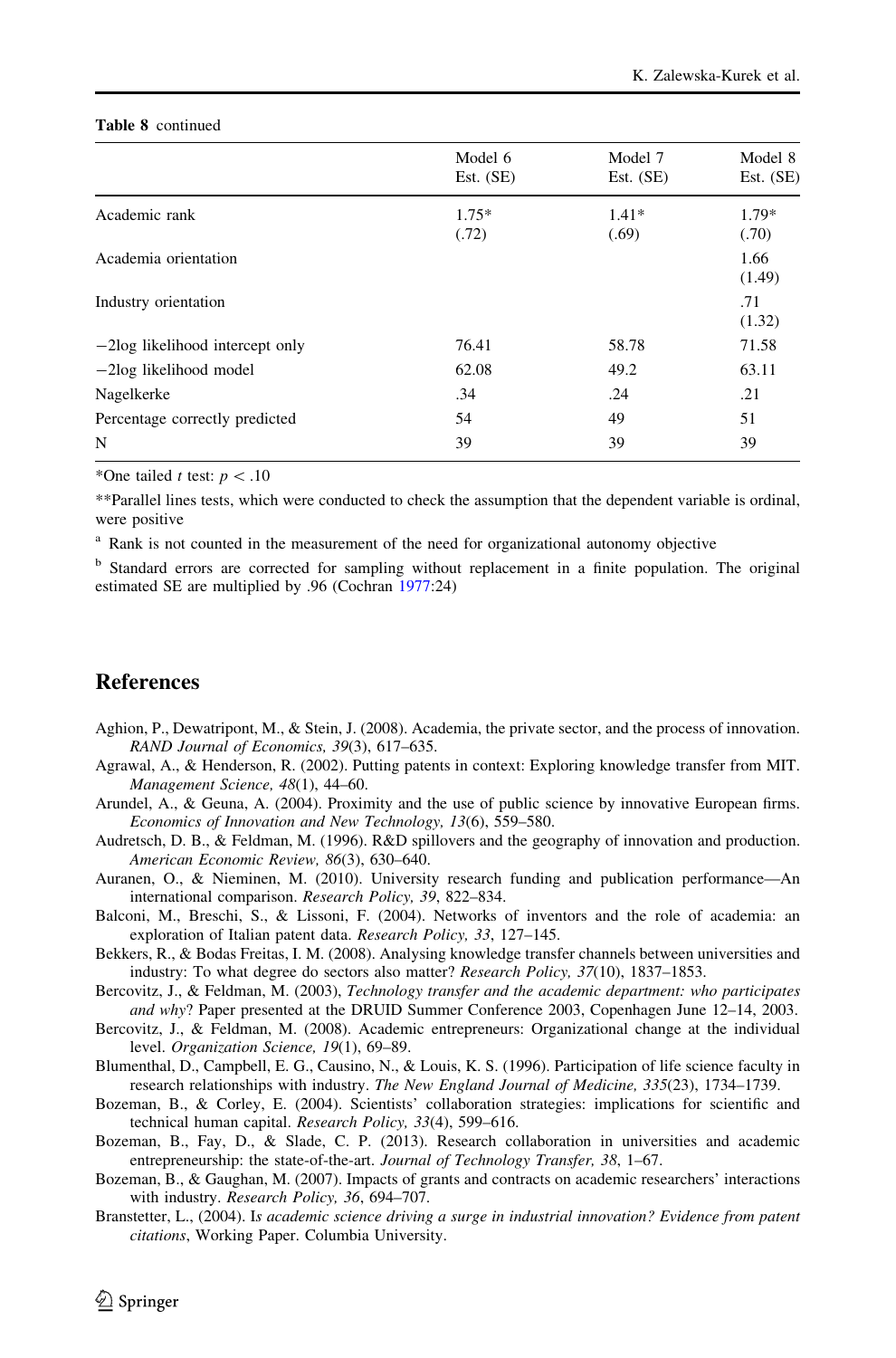**Table 8** continued

| | Model 6 Est. (SE) | Model 7 Est. (SE) | Model 8 Est. (SE) |
|---|---|---|---|
| Academic rank | 1.75* (.72) | 1.41* (.69) | 1.79* (.70) |
| Academia orientation | | | 1.66 (1.49) |
| Industry orientation | | | .71 (1.32) |
| −2log likelihood intercept only | 76.41 | 58.78 | 71.58 |
| −2log likelihood model | 62.08 | 49.2 | 63.11 |
| Nagelkerke | .34 | .24 | .21 |
| Percentage correctly predicted | 54 | 49 | 51 |
| N | 39 | 39 | 39 |

*One tailed *t* test: $p < .10$

**Parallel lines tests, which were conducted to check the assumption that the dependent variable is ordinal, were positive

[a] Rank is not counted in the measurement of the need for organizational autonomy objective

[b] Standard errors are corrected for sampling without replacement in a finite population. The original estimated SE are multiplied by .96 (Cochran 1977:24)

## References

Aghion, P., Dewatripont, M., & Stein, J. (2008). Academia, the private sector, and the process of innovation. *RAND Journal of Economics, 39*(3), 617–635.

Agrawal, A., & Henderson, R. (2002). Putting patents in context: Exploring knowledge transfer from MIT. *Management Science, 48*(1), 44–60.

Arundel, A., & Geuna, A. (2004). Proximity and the use of public science by innovative European firms. *Economics of Innovation and New Technology, 13*(6), 559–580.

Audretsch, D. B., & Feldman, M. (1996). R&D spillovers and the geography of innovation and production. *American Economic Review, 86*(3), 630–640.

Auranen, O., & Nieminen, M. (2010). University research funding and publication performance—An international comparison. *Research Policy, 39*, 822–834.

Balconi, M., Breschi, S., & Lissoni, F. (2004). Networks of inventors and the role of academia: an exploration of Italian patent data. *Research Policy, 33*, 127–145.

Bekkers, R., & Bodas Freitas, I. M. (2008). Analysing knowledge transfer channels between universities and industry: To what degree do sectors also matter? *Research Policy, 37*(10), 1837–1853.

Bercovitz, J., & Feldman, M. (2003), *Technology transfer and the academic department: who participates and why*? Paper presented at the DRUID Summer Conference 2003, Copenhagen June 12–14, 2003.

Bercovitz, J., & Feldman, M. (2008). Academic entrepreneurs: Organizational change at the individual level. *Organization Science, 19*(1), 69–89.

Blumenthal, D., Campbell, E. G., Causino, N., & Louis, K. S. (1996). Participation of life science faculty in research relationships with industry. *The New England Journal of Medicine, 335*(23), 1734–1739.

Bozeman, B., & Corley, E. (2004). Scientists' collaboration strategies: implications for scientific and technical human capital. *Research Policy, 33*(4), 599–616.

Bozeman, B., Fay, D., & Slade, C. P. (2013). Research collaboration in universities and academic entrepreneurship: the state-of-the-art. *Journal of Technology Transfer, 38*, 1–67.

Bozeman, B., & Gaughan, M. (2007). Impacts of grants and contracts on academic researchers' interactions with industry. *Research Policy, 36*, 694–707.

Branstetter, L., (2004). I*s academic science driving a surge in industrial innovation? Evidence from patent citations*, Working Paper. Columbia University.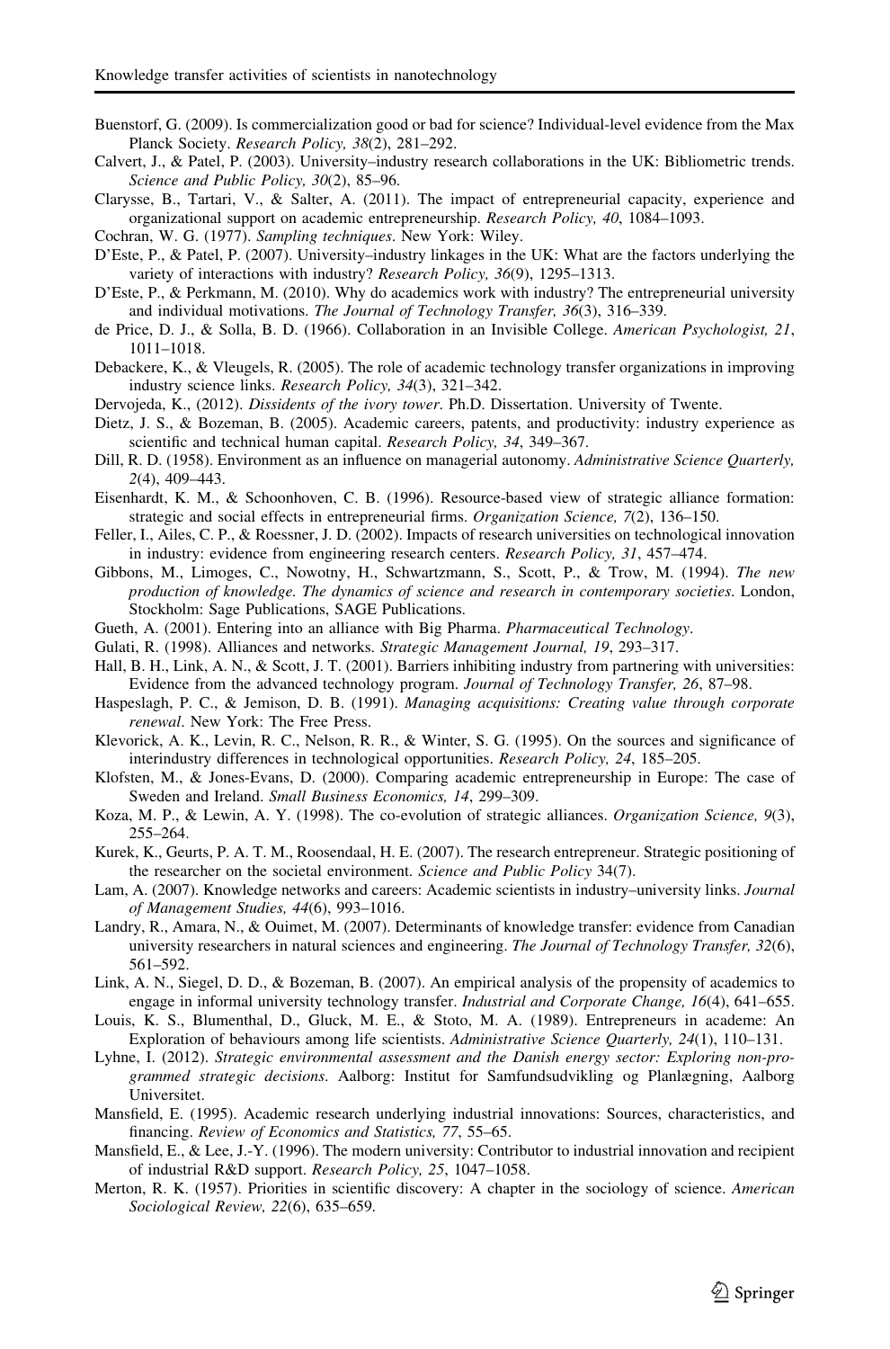Buenstorf, G. (2009). Is commercialization good or bad for science? Individual-level evidence from the Max Planck Society. *Research Policy, 38*(2), 281–292.

Calvert, J., & Patel, P. (2003). University–industry research collaborations in the UK: Bibliometric trends. *Science and Public Policy, 30*(2), 85–96.

Clarysse, B., Tartari, V., & Salter, A. (2011). The impact of entrepreneurial capacity, experience and organizational support on academic entrepreneurship. *Research Policy, 40*, 1084–1093.

Cochran, W. G. (1977). *Sampling techniques*. New York: Wiley.

D'Este, P., & Patel, P. (2007). University–industry linkages in the UK: What are the factors underlying the variety of interactions with industry? *Research Policy, 36*(9), 1295–1313.

D'Este, P., & Perkmann, M. (2010). Why do academics work with industry? The entrepreneurial university and individual motivations. *The Journal of Technology Transfer, 36*(3), 316–339.

de Price, D. J., & Solla, B. D. (1966). Collaboration in an Invisible College. *American Psychologist, 21*, 1011–1018.

Debackere, K., & Vleugels, R. (2005). The role of academic technology transfer organizations in improving industry science links. *Research Policy, 34*(3), 321–342.

Dervojeda, K., (2012). *Dissidents of the ivory tower*. Ph.D. Dissertation. University of Twente.

Dietz, J. S., & Bozeman, B. (2005). Academic careers, patents, and productivity: industry experience as scientific and technical human capital. *Research Policy, 34*, 349–367.

Dill, R. D. (1958). Environment as an influence on managerial autonomy. *Administrative Science Quarterly, 2*(4), 409–443.

Eisenhardt, K. M., & Schoonhoven, C. B. (1996). Resource-based view of strategic alliance formation: strategic and social effects in entrepreneurial firms. *Organization Science, 7*(2), 136–150.

Feller, I., Ailes, C. P., & Roessner, J. D. (2002). Impacts of research universities on technological innovation in industry: evidence from engineering research centers. *Research Policy, 31*, 457–474.

Gibbons, M., Limoges, C., Nowotny, H., Schwartzmann, S., Scott, P., & Trow, M. (1994). *The new production of knowledge. The dynamics of science and research in contemporary societies*. London, Stockholm: Sage Publications, SAGE Publications.

Gueth, A. (2001). Entering into an alliance with Big Pharma. *Pharmaceutical Technology*.

Gulati, R. (1998). Alliances and networks. *Strategic Management Journal, 19*, 293–317.

Hall, B. H., Link, A. N., & Scott, J. T. (2001). Barriers inhibiting industry from partnering with universities: Evidence from the advanced technology program. *Journal of Technology Transfer, 26*, 87–98.

Haspeslagh, P. C., & Jemison, D. B. (1991). *Managing acquisitions: Creating value through corporate renewal*. New York: The Free Press.

Klevorick, A. K., Levin, R. C., Nelson, R. R., & Winter, S. G. (1995). On the sources and significance of interindustry differences in technological opportunities. *Research Policy, 24*, 185–205.

Klofsten, M., & Jones-Evans, D. (2000). Comparing academic entrepreneurship in Europe: The case of Sweden and Ireland. *Small Business Economics, 14*, 299–309.

Koza, M. P., & Lewin, A. Y. (1998). The co-evolution of strategic alliances. *Organization Science, 9*(3), 255–264.

Kurek, K., Geurts, P. A. T. M., Roosendaal, H. E. (2007). The research entrepreneur. Strategic positioning of the researcher on the societal environment. *Science and Public Policy* 34(7).

Lam, A. (2007). Knowledge networks and careers: Academic scientists in industry–university links. *Journal of Management Studies, 44*(6), 993–1016.

Landry, R., Amara, N., & Ouimet, M. (2007). Determinants of knowledge transfer: evidence from Canadian university researchers in natural sciences and engineering. *The Journal of Technology Transfer, 32*(6), 561–592.

Link, A. N., Siegel, D. D., & Bozeman, B. (2007). An empirical analysis of the propensity of academics to engage in informal university technology transfer. *Industrial and Corporate Change, 16*(4), 641–655.

Louis, K. S., Blumenthal, D., Gluck, M. E., & Stoto, M. A. (1989). Entrepreneurs in academe: An Exploration of behaviours among life scientists. *Administrative Science Quarterly, 24*(1), 110–131.

Lyhne, I. (2012). *Strategic environmental assessment and the Danish energy sector: Exploring non-programmed strategic decisions*. Aalborg: Institut for Samfundsudvikling og Planlægning, Aalborg Universitet.

Mansfield, E. (1995). Academic research underlying industrial innovations: Sources, characteristics, and financing. *Review of Economics and Statistics, 77*, 55–65.

Mansfield, E., & Lee, J.-Y. (1996). The modern university: Contributor to industrial innovation and recipient of industrial R&D support. *Research Policy, 25*, 1047–1058.

Merton, R. K. (1957). Priorities in scientific discovery: A chapter in the sociology of science. *American Sociological Review, 22*(6), 635–659.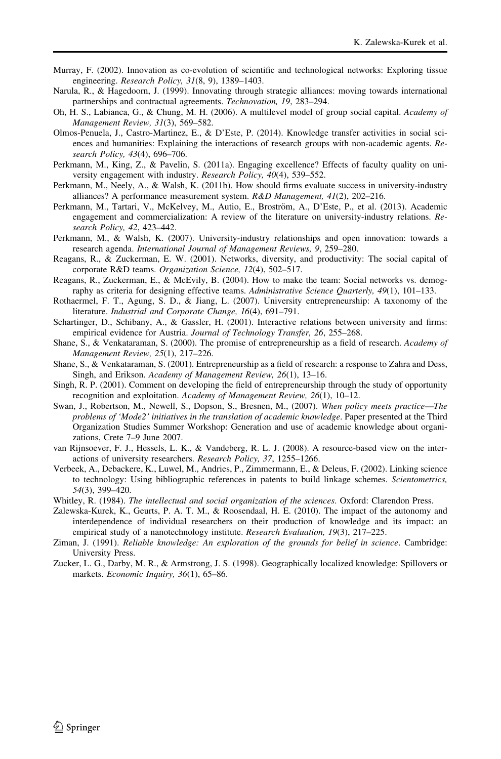Murray, F. (2002). Innovation as co-evolution of scientific and technological networks: Exploring tissue engineering. *Research Policy, 31*(8, 9), 1389–1403.

Narula, R., & Hagedoorn, J. (1999). Innovating through strategic alliances: moving towards international partnerships and contractual agreements. *Technovation, 19*, 283–294.

Oh, H. S., Labianca, G., & Chung, M. H. (2006). A multilevel model of group social capital. *Academy of Management Review, 31*(3), 569–582.

Olmos-Penuela, J., Castro-Martinez, E., & D'Este, P. (2014). Knowledge transfer activities in social sciences and humanities: Explaining the interactions of research groups with non-academic agents. *Research Policy, 43*(4), 696–706.

Perkmann, M., King, Z., & Pavelin, S. (2011a). Engaging excellence? Effects of faculty quality on university engagement with industry. *Research Policy, 40*(4), 539–552.

Perkmann, M., Neely, A., & Walsh, K. (2011b). How should firms evaluate success in university-industry alliances? A performance measurement system. *R&D Management, 41*(2), 202–216.

Perkmann, M., Tartari, V., McKelvey, M., Autio, E., Broström, A., D'Este, P., et al. (2013). Academic engagement and commercialization: A review of the literature on university-industry relations. *Research Policy, 42*, 423–442.

Perkmann, M., & Walsh, K. (2007). University-industry relationships and open innovation: towards a research agenda. *International Journal of Management Reviews, 9*, 259–280.

Reagans, R., & Zuckerman, E. W. (2001). Networks, diversity, and productivity: The social capital of corporate R&D teams. *Organization Science, 12*(4), 502–517.

Reagans, R., Zuckerman, E., & McEvily, B. (2004). How to make the team: Social networks vs. demography as criteria for designing effective teams. *Administrative Science Quarterly, 49*(1), 101–133.

Rothaermel, F. T., Agung, S. D., & Jiang, L. (2007). University entrepreneurship: A taxonomy of the literature. *Industrial and Corporate Change, 16*(4), 691–791.

Schartinger, D., Schibany, A., & Gassler, H. (2001). Interactive relations between university and firms: empirical evidence for Austria. *Journal of Technology Transfer, 26*, 255–268.

Shane, S., & Venkataraman, S. (2000). The promise of entrepreneurship as a field of research. *Academy of Management Review, 25*(1), 217–226.

Shane, S., & Venkataraman, S. (2001). Entrepreneurship as a field of research: a response to Zahra and Dess, Singh, and Erikson. *Academy of Management Review, 26*(1), 13–16.

Singh, R. P. (2001). Comment on developing the field of entrepreneurship through the study of opportunity recognition and exploitation. *Academy of Management Review, 26*(1), 10–12.

Swan, J., Robertson, M., Newell, S., Dopson, S., Bresnen, M., (2007). *When policy meets practice—The problems of 'Mode2' initiatives in the translation of academic knowledge*. Paper presented at the Third Organization Studies Summer Workshop: Generation and use of academic knowledge about organizations, Crete 7–9 June 2007.

van Rijnsoever, F. J., Hessels, L. K., & Vandeberg, R. L. J. (2008). A resource-based view on the interactions of university researchers. *Research Policy, 37*, 1255–1266.

Verbeek, A., Debackere, K., Luwel, M., Andries, P., Zimmermann, E., & Deleus, F. (2002). Linking science to technology: Using bibliographic references in patents to build linkage schemes. *Scientometrics, 54*(3), 399–420.

Whitley, R. (1984). *The intellectual and social organization of the sciences*. Oxford: Clarendon Press.

Zalewska-Kurek, K., Geurts, P. A. T. M., & Roosendaal, H. E. (2010). The impact of the autonomy and interdependence of individual researchers on their production of knowledge and its impact: an empirical study of a nanotechnology institute. *Research Evaluation, 19*(3), 217–225.

Ziman, J. (1991). *Reliable knowledge: An exploration of the grounds for belief in science*. Cambridge: University Press.

Zucker, L. G., Darby, M. R., & Armstrong, J. S. (1998). Geographically localized knowledge: Spillovers or markets. *Economic Inquiry, 36*(1), 65–86.